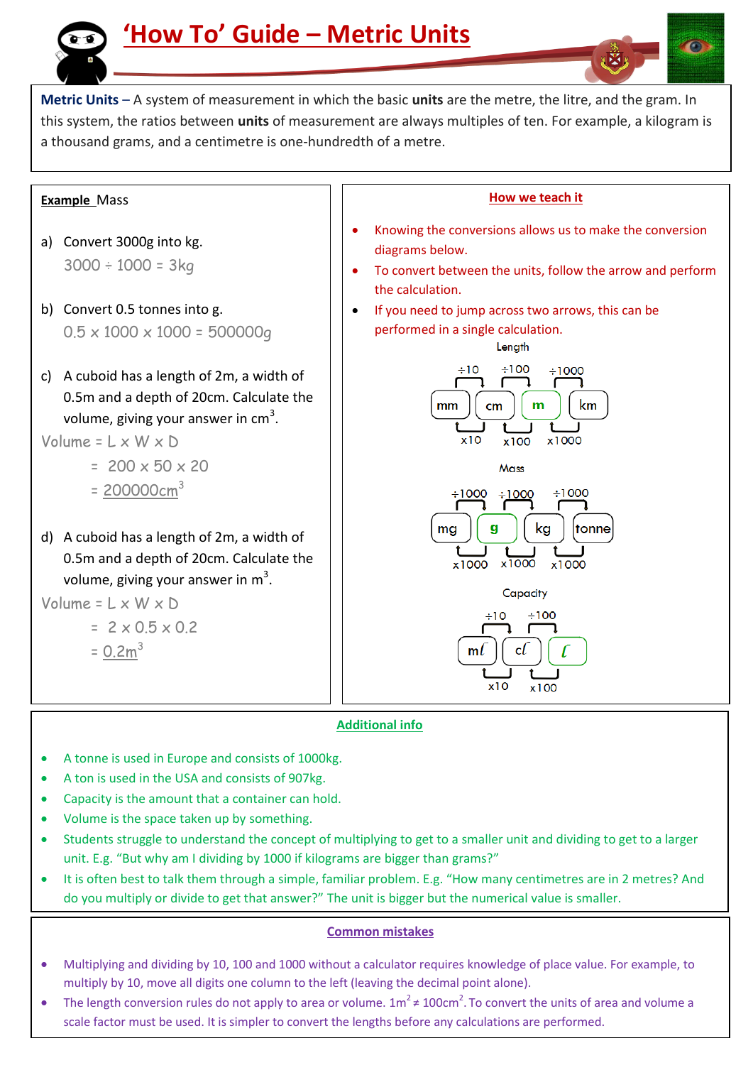# 'How To' Guide – Metric Units

**Metric Units** – A system of measurement in which the basic **units** are the metre, the litre, and the gram. In this system, the ratios between **units** of measurement are always multiples of ten. For example, a kilogram is a thousand grams, and a centimetre is one-hundredth of a metre.

**Example** Mass

a) Convert 3000g into kg.

$3000 \div 1000 = 3$kg

b) Convert 0.5 tonnes into g.

$0.5 \times 1000 \times 1000 = 500000$g

c) A cuboid has a length of 2m, a width of 0.5m and a depth of 20cm. Calculate the volume, giving your answer in cm$^3$.

Volume = L x W x D

= $200 \times 50 \times 20$

= 200000cm$^3$

d) A cuboid has a length of 2m, a width of 0.5m and a depth of 20cm. Calculate the volume, giving your answer in m$^3$.

Volume = L x W x D

= $2 \times 0.5 \times 0.2$

= 0.2m$^3$

## How we teach it

- Knowing the conversions allows us to make the conversion diagrams below.
- To convert between the units, follow the arrow and perform the calculation.
- If you need to jump across two arrows, this can be performed in a single calculation.

**Length**

mm —(x10)→ cm —(x100)→ m —(x1000)→ km

km —(÷1000)→ m —(÷100)→ cm —(÷10)→ mm

**Mass**

mg —(x1000)→ g —(x1000)→ kg —(x1000)→ tonne

tonne —(÷1000)→ kg —(÷1000)→ g —(÷1000)→ mg

**Capacity**

ml —(x10)→ cl —(x100)→ l

l —(÷100)→ cl —(÷10)→ ml

## Additional info

- A tonne is used in Europe and consists of 1000kg.
- A ton is used in the USA and consists of 907kg.
- Capacity is the amount that a container can hold.
- Volume is the space taken up by something.
- Students struggle to understand the concept of multiplying to get to a smaller unit and dividing to get to a larger unit. E.g. "But why am I dividing by 1000 if kilograms are bigger than grams?"
- It is often best to talk them through a simple, familiar problem. E.g. "How many centimetres are in 2 metres? And do you multiply or divide to get that answer?" The unit is bigger but the numerical value is smaller.

## Common mistakes

- Multiplying and dividing by 10, 100 and 1000 without a calculator requires knowledge of place value. For example, to multiply by 10, move all digits one column to the left (leaving the decimal point alone).
- The length conversion rules do not apply to area or volume. 1m$^2$ ≠ 100cm$^2$. To convert the units of area and volume a scale factor must be used. It is simpler to convert the lengths before any calculations are performed.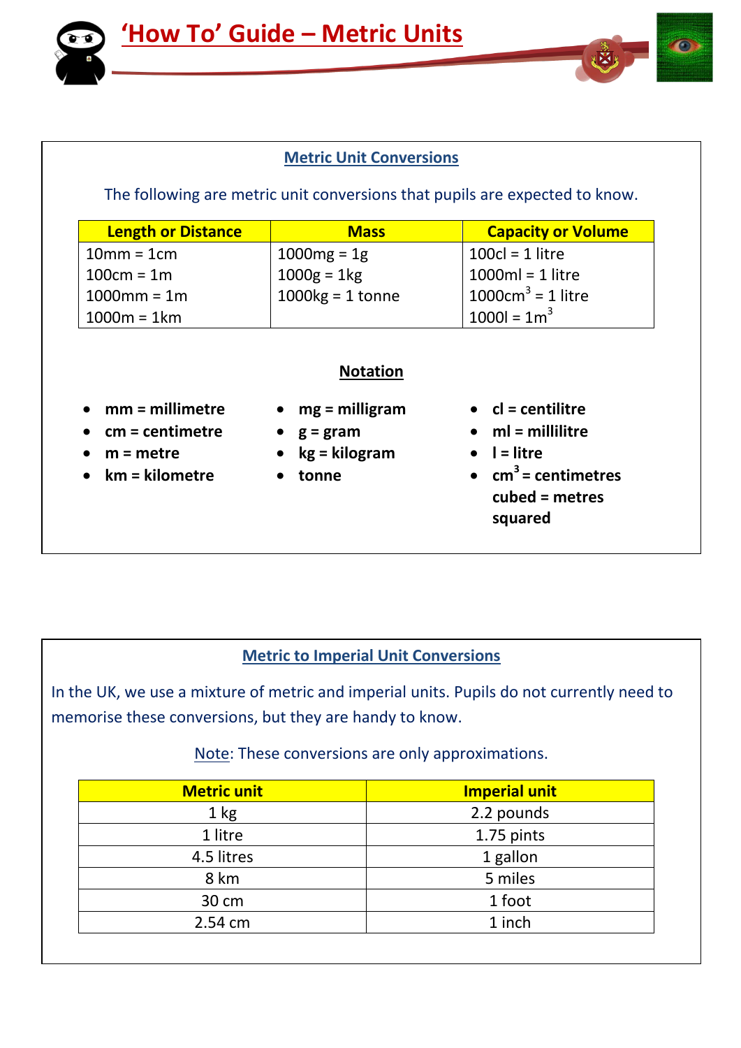# 'How To' Guide – Metric Units

## Metric Unit Conversions

The following are metric unit conversions that pupils are expected to know.

| Length or Distance | Mass | Capacity or Volume |
|---|---|---|
| 10mm = 1cm | 1000mg = 1g | 100cl = 1 litre |
| 100cm = 1m | 1000g = 1kg | 1000ml = 1 litre |
| 1000mm = 1m | 1000kg = 1 tonne | 1000cm$^3$ = 1 litre |
| 1000m = 1km | | 1000l = 1m$^3$ |

## Notation

- **mm = millimetre**
- **cm = centimetre**
- **m = metre**
- **km = kilometre**

- **mg = milligram**
- **g = gram**
- **kg = kilogram**
- **tonne**

- **cl = centilitre**
- **ml = millilitre**
- **l = litre**
- **cm$^3$ = centimetres cubed = metres squared**

## Metric to Imperial Unit Conversions

In the UK, we use a mixture of metric and imperial units. Pupils do not currently need to memorise these conversions, but they are handy to know.

Note: These conversions are only approximations.

| Metric unit | Imperial unit |
|---|---|
| 1 kg | 2.2 pounds |
| 1 litre | 1.75 pints |
| 4.5 litres | 1 gallon |
| 8 km | 5 miles |
| 30 cm | 1 foot |
| 2.54 cm | 1 inch |